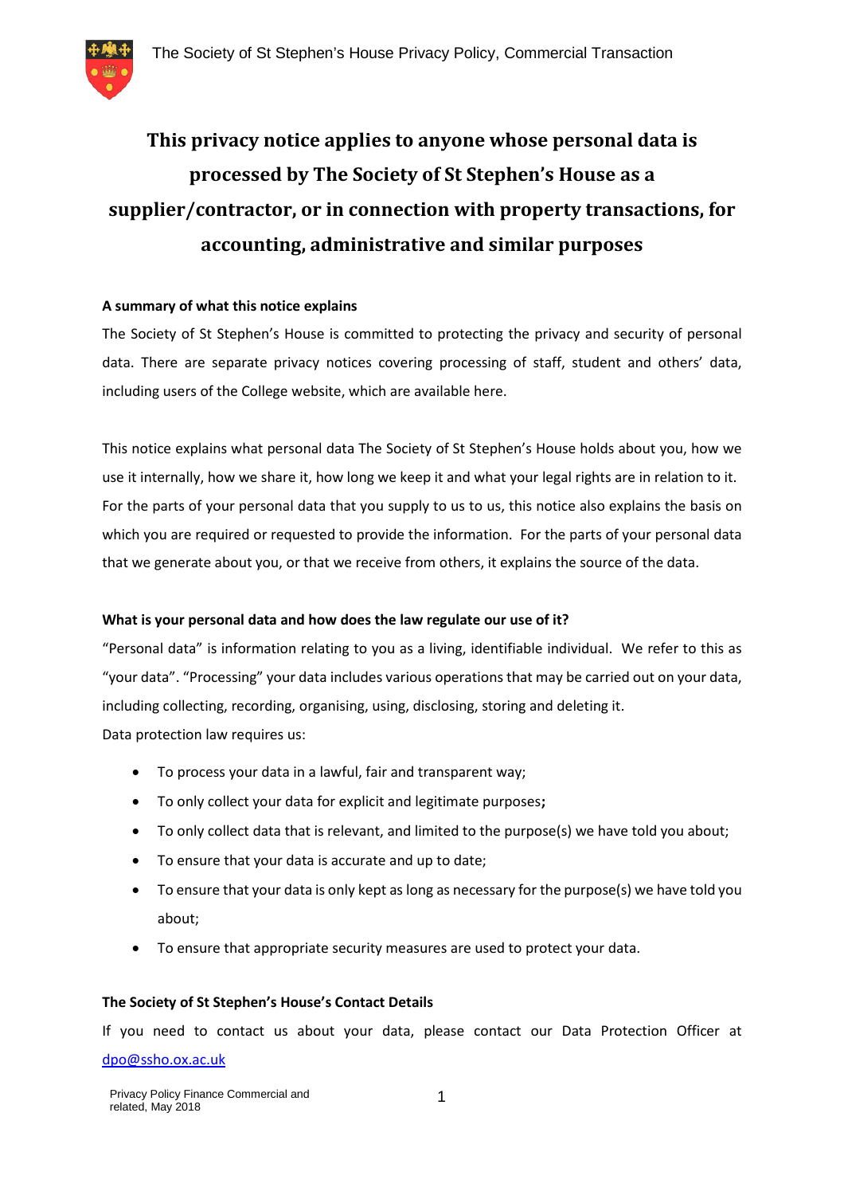# This privacy notice applies to anyone whose personal data is processed by The Society of St Stephen's House as a supplier/contractor, or in connection with property transactions, for accounting, administrative and similar purposes

**A summary of what this notice explains**

The Society of St Stephen's House is committed to protecting the privacy and security of personal data. There are separate privacy notices covering processing of staff, student and others' data, including users of the College website, which are available here.

This notice explains what personal data The Society of St Stephen's House holds about you, how we use it internally, how we share it, how long we keep it and what your legal rights are in relation to it. For the parts of your personal data that you supply to us to us, this notice also explains the basis on which you are required or requested to provide the information. For the parts of your personal data that we generate about you, or that we receive from others, it explains the source of the data.

**What is your personal data and how does the law regulate our use of it?**

"Personal data" is information relating to you as a living, identifiable individual. We refer to this as "your data". "Processing" your data includes various operations that may be carried out on your data, including collecting, recording, organising, using, disclosing, storing and deleting it.

Data protection law requires us:

- To process your data in a lawful, fair and transparent way;
- To only collect your data for explicit and legitimate purposes**;**
- To only collect data that is relevant, and limited to the purpose(s) we have told you about;
- To ensure that your data is accurate and up to date;
- To ensure that your data is only kept as long as necessary for the purpose(s) we have told you about;
- To ensure that appropriate security measures are used to protect your data.

**The Society of St Stephen's House's Contact Details**

If you need to contact us about your data, please contact our Data Protection Officer at dpo@ssho.ox.ac.uk

Privacy Policy Finance Commercial and related, May 2018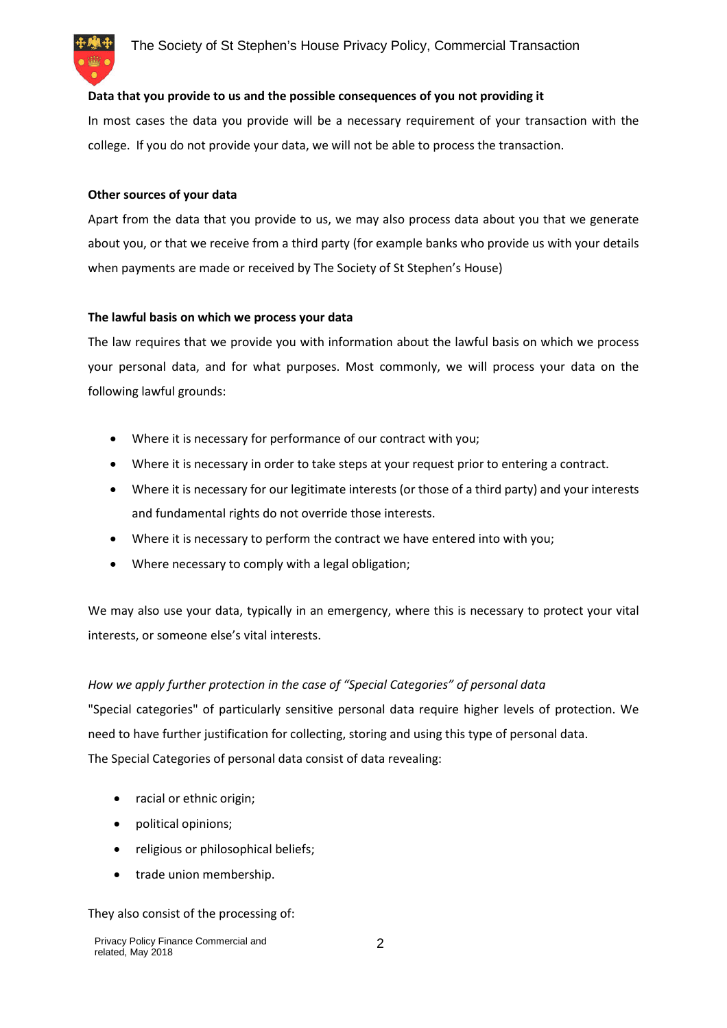**Data that you provide to us and the possible consequences of you not providing it**

In most cases the data you provide will be a necessary requirement of your transaction with the college. If you do not provide your data, we will not be able to process the transaction.

**Other sources of your data**

Apart from the data that you provide to us, we may also process data about you that we generate about you, or that we receive from a third party (for example banks who provide us with your details when payments are made or received by The Society of St Stephen's House)

**The lawful basis on which we process your data**

The law requires that we provide you with information about the lawful basis on which we process your personal data, and for what purposes. Most commonly, we will process your data on the following lawful grounds:

- Where it is necessary for performance of our contract with you;
- Where it is necessary in order to take steps at your request prior to entering a contract.
- Where it is necessary for our legitimate interests (or those of a third party) and your interests and fundamental rights do not override those interests.
- Where it is necessary to perform the contract we have entered into with you;
- Where necessary to comply with a legal obligation;

We may also use your data, typically in an emergency, where this is necessary to protect your vital interests, or someone else's vital interests.

*How we apply further protection in the case of "Special Categories" of personal data*

"Special categories" of particularly sensitive personal data require higher levels of protection. We need to have further justification for collecting, storing and using this type of personal data.
The Special Categories of personal data consist of data revealing:

- racial or ethnic origin;
- political opinions;
- religious or philosophical beliefs;
- trade union membership.

They also consist of the processing of: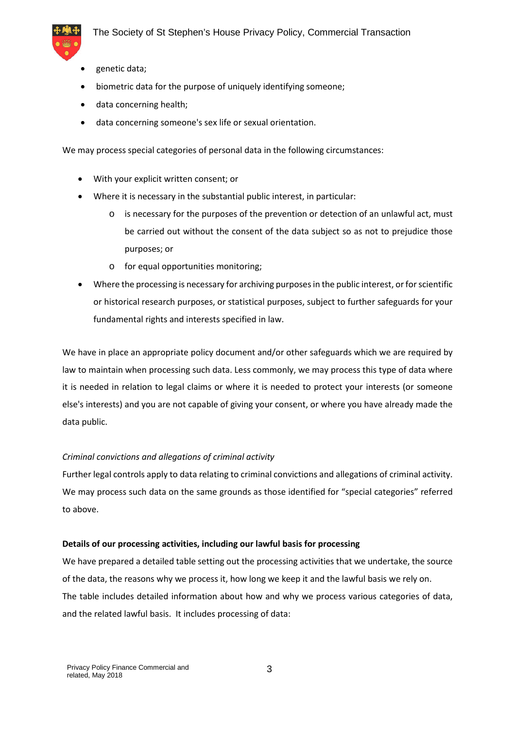- genetic data;
- biometric data for the purpose of uniquely identifying someone;
- data concerning health;
- data concerning someone's sex life or sexual orientation.

We may process special categories of personal data in the following circumstances:

- With your explicit written consent; or
- Where it is necessary in the substantial public interest, in particular:
    - is necessary for the purposes of the prevention or detection of an unlawful act, must be carried out without the consent of the data subject so as not to prejudice those purposes; or
    - for equal opportunities monitoring;
- Where the processing is necessary for archiving purposes in the public interest, or for scientific or historical research purposes, or statistical purposes, subject to further safeguards for your fundamental rights and interests specified in law.

We have in place an appropriate policy document and/or other safeguards which we are required by law to maintain when processing such data. Less commonly, we may process this type of data where it is needed in relation to legal claims or where it is needed to protect your interests (or someone else's interests) and you are not capable of giving your consent, or where you have already made the data public.

*Criminal convictions and allegations of criminal activity*

Further legal controls apply to data relating to criminal convictions and allegations of criminal activity. We may process such data on the same grounds as those identified for "special categories" referred to above.

**Details of our processing activities, including our lawful basis for processing**

We have prepared a detailed table setting out the processing activities that we undertake, the source of the data, the reasons why we process it, how long we keep it and the lawful basis we rely on. The table includes detailed information about how and why we process various categories of data, and the related lawful basis. It includes processing of data: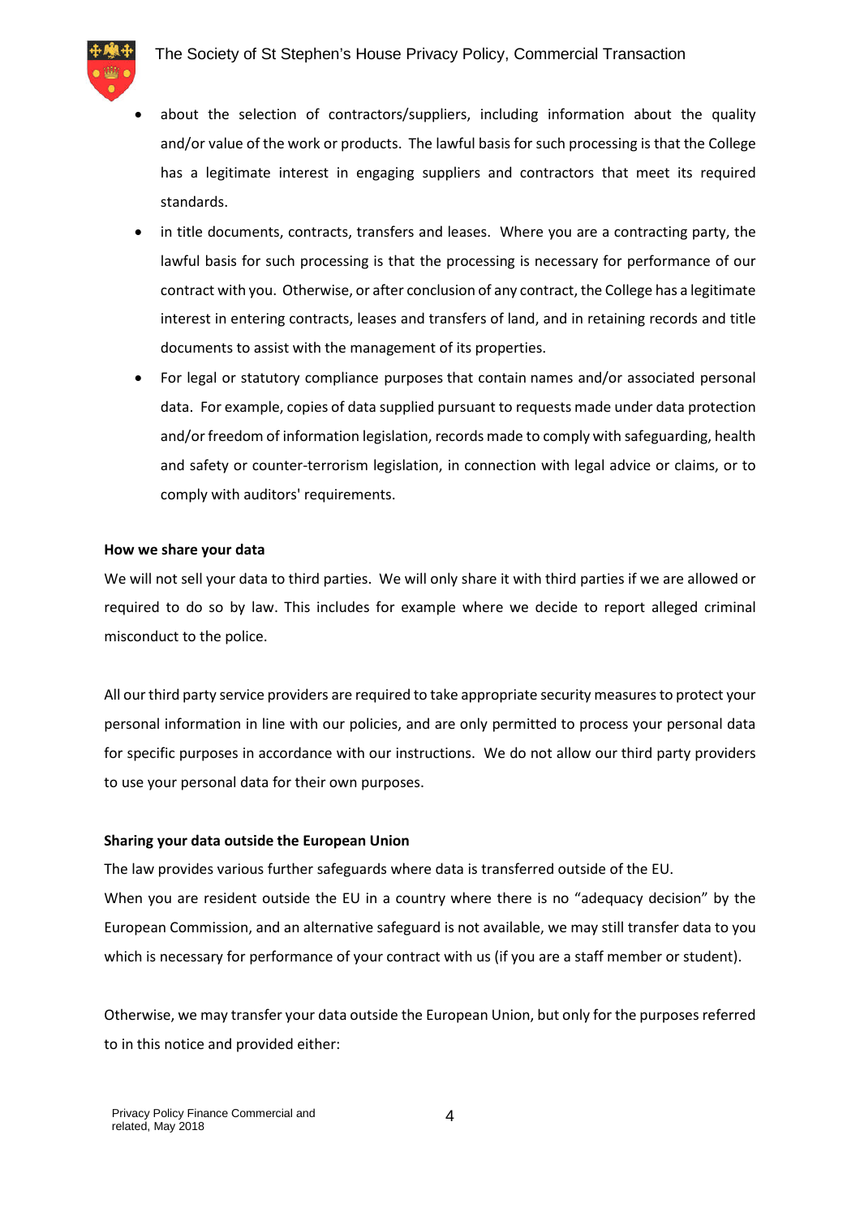- about the selection of contractors/suppliers, including information about the quality and/or value of the work or products. The lawful basis for such processing is that the College has a legitimate interest in engaging suppliers and contractors that meet its required standards.
- in title documents, contracts, transfers and leases. Where you are a contracting party, the lawful basis for such processing is that the processing is necessary for performance of our contract with you. Otherwise, or after conclusion of any contract, the College has a legitimate interest in entering contracts, leases and transfers of land, and in retaining records and title documents to assist with the management of its properties.
- For legal or statutory compliance purposes that contain names and/or associated personal data. For example, copies of data supplied pursuant to requests made under data protection and/or freedom of information legislation, records made to comply with safeguarding, health and safety or counter-terrorism legislation, in connection with legal advice or claims, or to comply with auditors' requirements.

**How we share your data**

We will not sell your data to third parties. We will only share it with third parties if we are allowed or required to do so by law. This includes for example where we decide to report alleged criminal misconduct to the police.

All our third party service providers are required to take appropriate security measures to protect your personal information in line with our policies, and are only permitted to process your personal data for specific purposes in accordance with our instructions. We do not allow our third party providers to use your personal data for their own purposes.

**Sharing your data outside the European Union**

The law provides various further safeguards where data is transferred outside of the EU.
When you are resident outside the EU in a country where there is no "adequacy decision" by the European Commission, and an alternative safeguard is not available, we may still transfer data to you which is necessary for performance of your contract with us (if you are a staff member or student).

Otherwise, we may transfer your data outside the European Union, but only for the purposes referred to in this notice and provided either: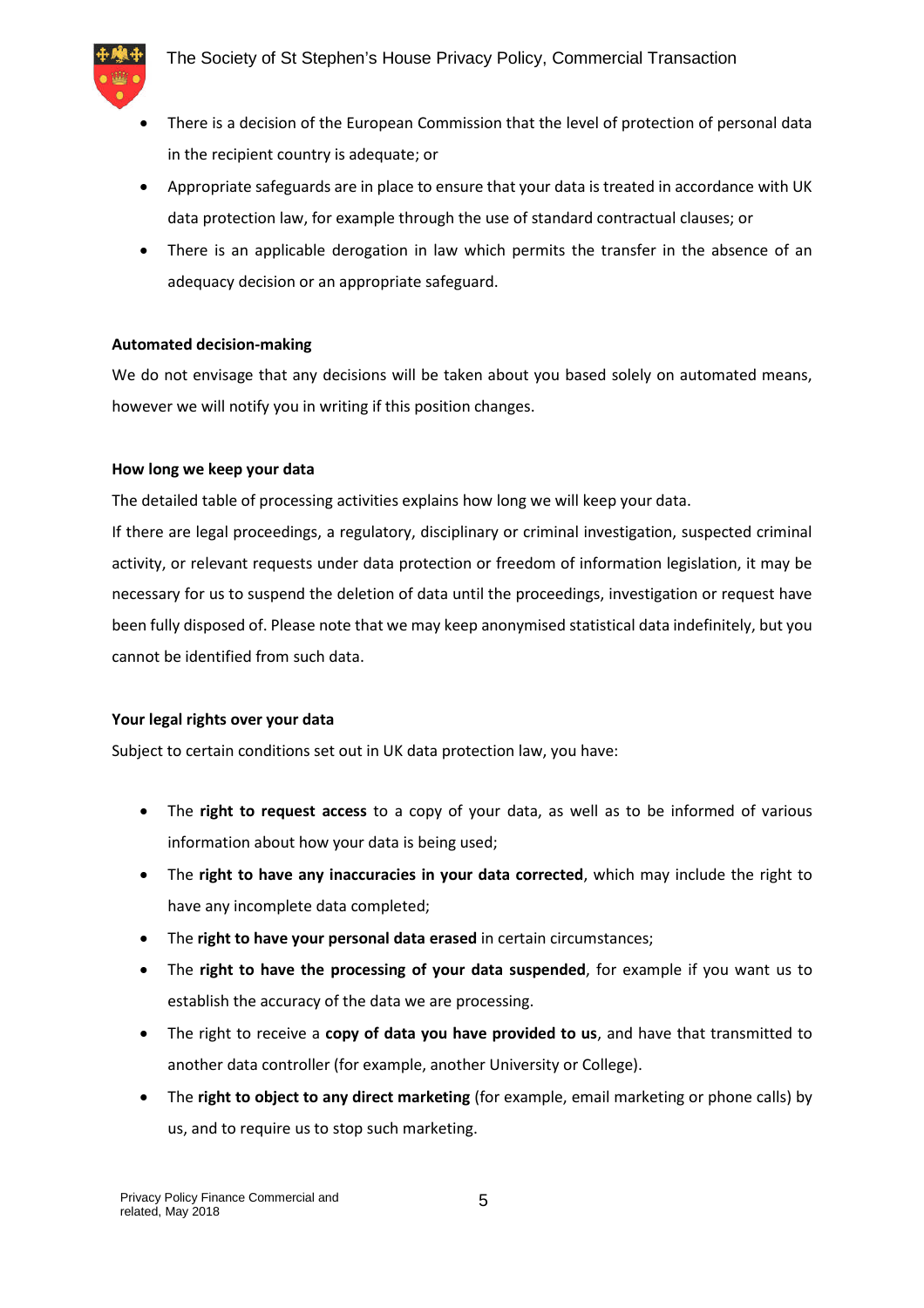- There is a decision of the European Commission that the level of protection of personal data in the recipient country is adequate; or
- Appropriate safeguards are in place to ensure that your data is treated in accordance with UK data protection law, for example through the use of standard contractual clauses; or
- There is an applicable derogation in law which permits the transfer in the absence of an adequacy decision or an appropriate safeguard.

**Automated decision-making**

We do not envisage that any decisions will be taken about you based solely on automated means, however we will notify you in writing if this position changes.

**How long we keep your data**

The detailed table of processing activities explains how long we will keep your data.

If there are legal proceedings, a regulatory, disciplinary or criminal investigation, suspected criminal activity, or relevant requests under data protection or freedom of information legislation, it may be necessary for us to suspend the deletion of data until the proceedings, investigation or request have been fully disposed of. Please note that we may keep anonymised statistical data indefinitely, but you cannot be identified from such data.

**Your legal rights over your data**

Subject to certain conditions set out in UK data protection law, you have:

- The **right to request access** to a copy of your data, as well as to be informed of various information about how your data is being used;
- The **right to have any inaccuracies in your data corrected**, which may include the right to have any incomplete data completed;
- The **right to have your personal data erased** in certain circumstances;
- The **right to have the processing of your data suspended**, for example if you want us to establish the accuracy of the data we are processing.
- The right to receive a **copy of data you have provided to us**, and have that transmitted to another data controller (for example, another University or College).
- The **right to object to any direct marketing** (for example, email marketing or phone calls) by us, and to require us to stop such marketing.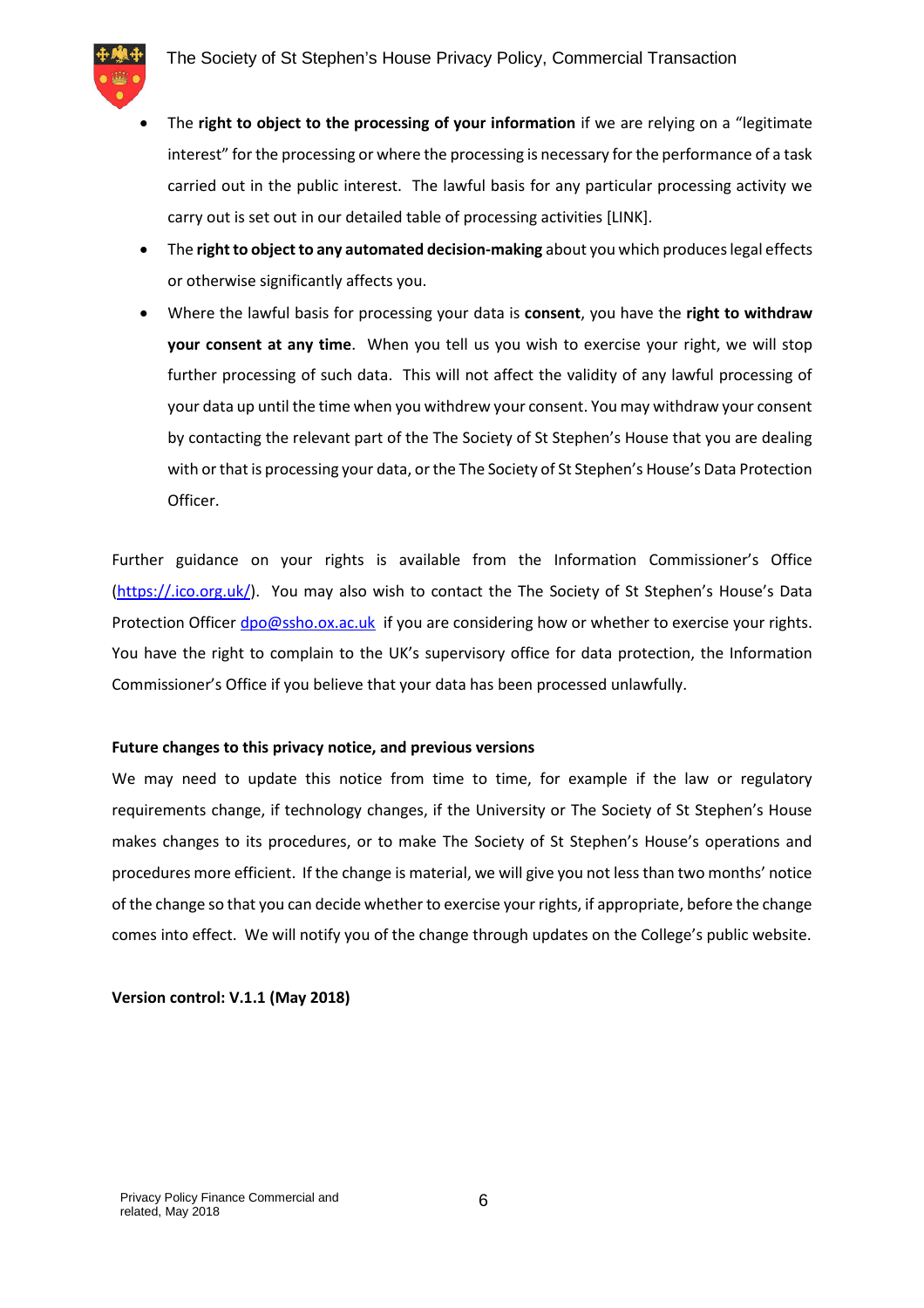- The **right to object to the processing of your information** if we are relying on a "legitimate interest" for the processing or where the processing is necessary for the performance of a task carried out in the public interest. The lawful basis for any particular processing activity we carry out is set out in our detailed table of processing activities [LINK].
- The **right to object to any automated decision-making** about you which produces legal effects or otherwise significantly affects you.
- Where the lawful basis for processing your data is **consent**, you have the **right to withdraw your consent at any time**. When you tell us you wish to exercise your right, we will stop further processing of such data. This will not affect the validity of any lawful processing of your data up until the time when you withdrew your consent. You may withdraw your consent by contacting the relevant part of the The Society of St Stephen's House that you are dealing with or that is processing your data, or the The Society of St Stephen's House's Data Protection Officer.

Further guidance on your rights is available from the Information Commissioner's Office (https://.ico.org.uk/). You may also wish to contact the The Society of St Stephen's House's Data Protection Officer dpo@ssho.ox.ac.uk if you are considering how or whether to exercise your rights. You have the right to complain to the UK's supervisory office for data protection, the Information Commissioner's Office if you believe that your data has been processed unlawfully.

**Future changes to this privacy notice, and previous versions**

We may need to update this notice from time to time, for example if the law or regulatory requirements change, if technology changes, if the University or The Society of St Stephen's House makes changes to its procedures, or to make The Society of St Stephen's House's operations and procedures more efficient. If the change is material, we will give you not less than two months' notice of the change so that you can decide whether to exercise your rights, if appropriate, before the change comes into effect. We will notify you of the change through updates on the College's public website.

**Version control: V.1.1 (May 2018)**